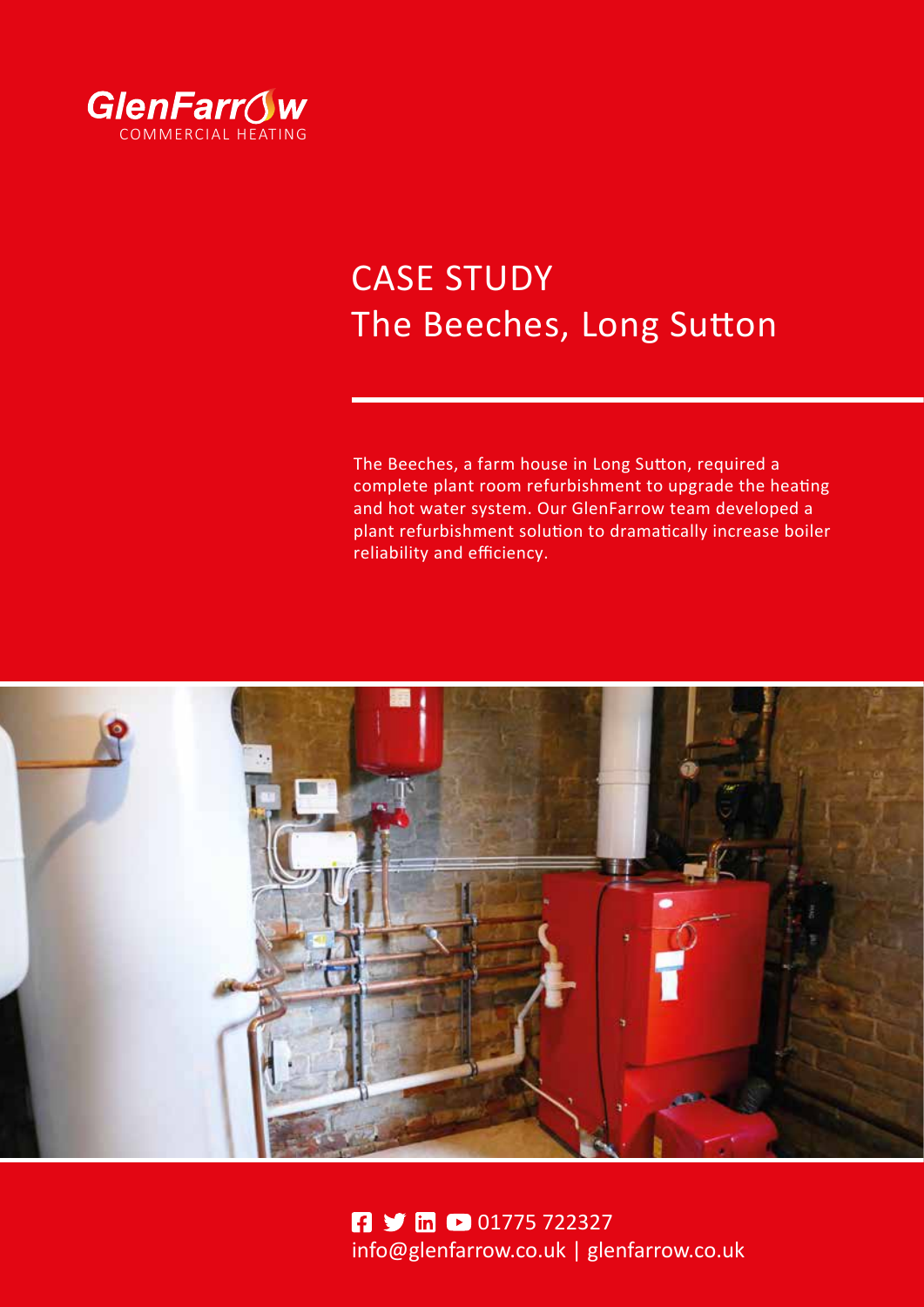GlenFarrow
COMMERCIAL HEATING

# CASE STUDY
# The Beeches, Long Sutton

The Beeches, a farm house in Long Sutton, required a complete plant room refurbishment to upgrade the heating and hot water system. Our GlenFarrow team developed a plant refurbishment solution to dramatically increase boiler reliability and efficiency.

01775 722327
info@glenfarrow.co.uk | glenfarrow.co.uk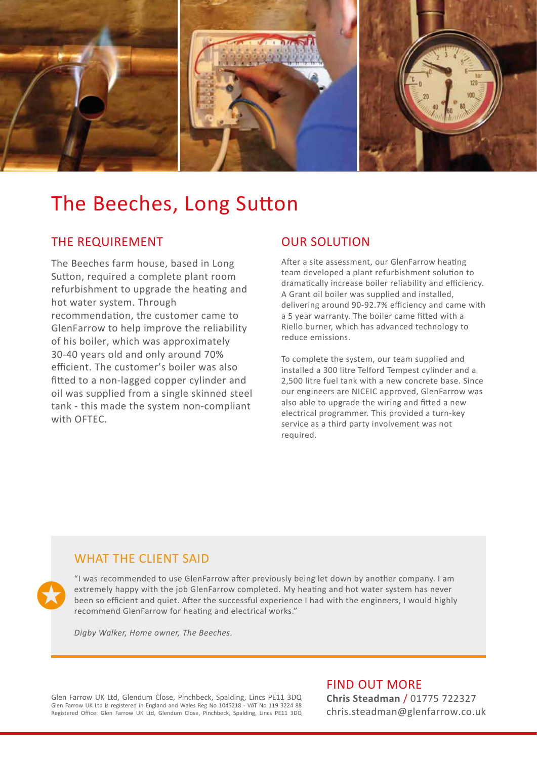# The Beeches, Long Sutton

## THE REQUIREMENT

The Beeches farm house, based in Long Sutton, required a complete plant room refurbishment to upgrade the heating and hot water system. Through recommendation, the customer came to GlenFarrow to help improve the reliability of his boiler, which was approximately 30-40 years old and only around 70% efficient. The customer's boiler was also fitted to a non-lagged copper cylinder and oil was supplied from a single skinned steel tank - this made the system non-compliant with OFTEC.

## OUR SOLUTION

After a site assessment, our GlenFarrow heating team developed a plant refurbishment solution to dramatically increase boiler reliability and efficiency. A Grant oil boiler was supplied and installed, delivering around 90-92.7% efficiency and came with a 5 year warranty. The boiler came fitted with a Riello burner, which has advanced technology to reduce emissions.

To complete the system, our team supplied and installed a 300 litre Telford Tempest cylinder and a 2,500 litre fuel tank with a new concrete base. Since our engineers are NICEIC approved, GlenFarrow was also able to upgrade the wiring and fitted a new electrical programmer. This provided a turn-key service as a third party involvement was not required.

## WHAT THE CLIENT SAID

"I was recommended to use GlenFarrow after previously being let down by another company. I am extremely happy with the job GlenFarrow completed. My heating and hot water system has never been so efficient and quiet. After the successful experience I had with the engineers, I would highly recommend GlenFarrow for heating and electrical works."

*Digby Walker, Home owner, The Beeches.*

Glen Farrow UK Ltd, Glendum Close, Pinchbeck, Spalding, Lincs PE11 3DQ
Glen Farrow UK Ltd is registered in England and Wales Reg No 1045218 - VAT No 119 3224 88
Registered Office: Glen Farrow UK Ltd, Glendum Close, Pinchbeck, Spalding, Lincs PE11 3DQ

## FIND OUT MORE

**Chris Steadman** / 01775 722327
chris.steadman@glenfarrow.co.uk